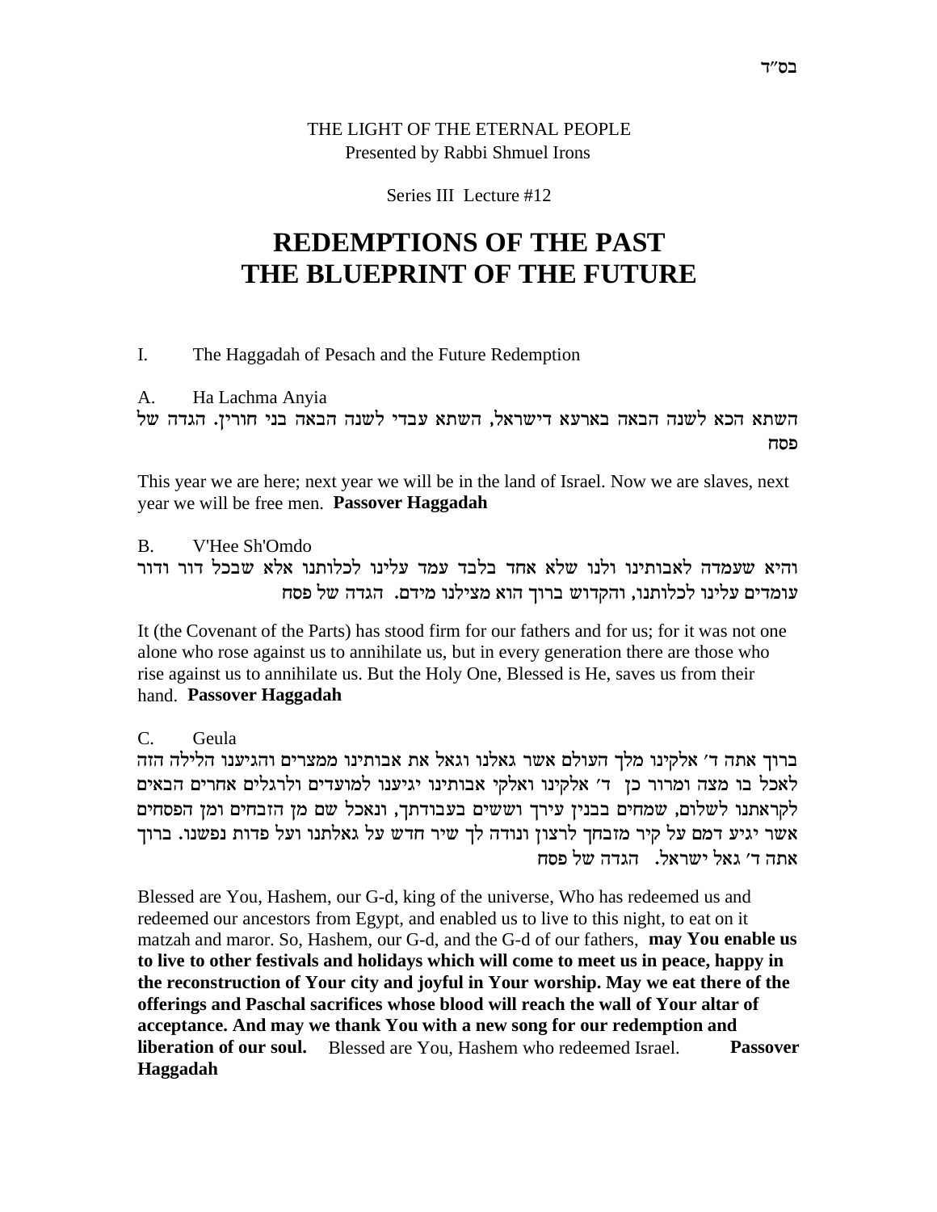בס"ד

THE LIGHT OF THE ETERNAL PEOPLE
Presented by Rabbi Shmuel Irons

Series III Lecture #12

# REDEMPTIONS OF THE PAST THE BLUEPRINT OF THE FUTURE

I. The Haggadah of Pesach and the Future Redemption

A. Ha Lachma Anyia

השתא הכא לשנה הבאה בארעא דישראל, השתא עבדי לשנה הבאה בני חורין. הגדה של פסח

This year we are here; next year we will be in the land of Israel. Now we are slaves, next year we will be free men. **Passover Haggadah**

B. V'Hee Sh'Omdo

והיא שעמדה לאבותינו ולנו שלא אחד בלבד עמד עלינו לכלותנו אלא שבכל דור ודור עומדים עלינו לכלותנו, והקדוש ברוך הוא מצילנו מידם. הגדה של פסח

It (the Covenant of the Parts) has stood firm for our fathers and for us; for it was not one alone who rose against us to annihilate us, but in every generation there are those who rise against us to annihilate us. But the Holy One, Blessed is He, saves us from their hand. **Passover Haggadah**

C. Geula

ברוך אתה ד' אלקינו מלך העולם אשר גאלנו וגאל את אבותינו ממצרים והגיענו הלילה הזה לאכל בו מצה ומרור כן ד' אלקינו ואלקי אבותינו יגיענו למועדים ולרגלים אחרים הבאים לקראתנו לשלום, שמחים בבנין עירך וששים בעבודתך, ונאכל שם מן הזבחים ומן הפסחים אשר יגיע דמם על קיר מזבחך לרצון ונודה לך שיר חדש על גאלתנו ועל פדות נפשנו. ברוך אתה ד' גאל ישראל. הגדה של פסח

Blessed are You, Hashem, our G-d, king of the universe, Who has redeemed us and redeemed our ancestors from Egypt, and enabled us to live to this night, to eat on it matzah and maror. So, Hashem, our G-d, and the G-d of our fathers, **may You enable us to live to other festivals and holidays which will come to meet us in peace, happy in the reconstruction of Your city and joyful in Your worship. May we eat there of the offerings and Paschal sacrifices whose blood will reach the wall of Your altar of acceptance. And may we thank You with a new song for our redemption and liberation of our soul.** Blessed are You, Hashem who redeemed Israel. **Passover Haggadah**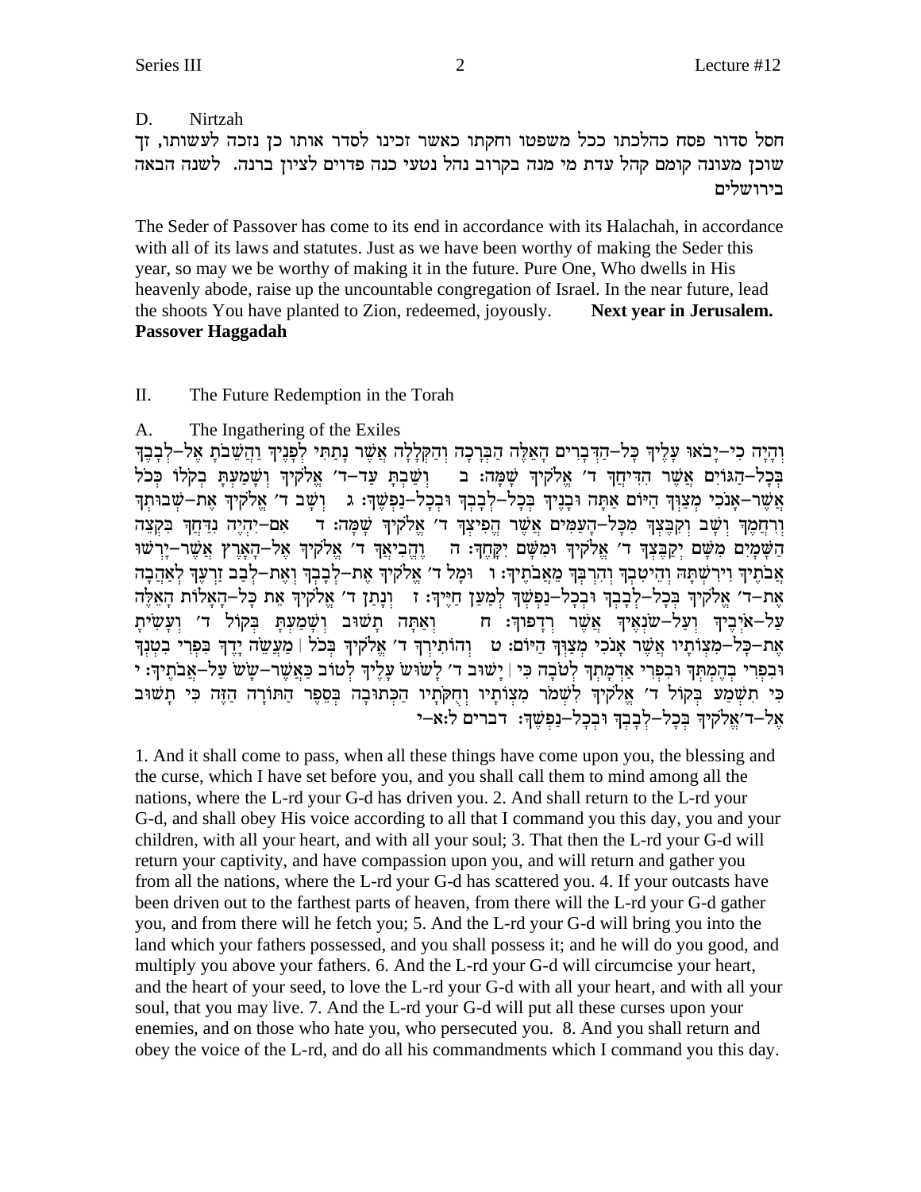D. Nirtzah

חסל סדור פסח כהלכתו ככל משפטו וחקתו כאשר זכינו לסדר אותו כן נזכה לעשותו, זך שוכן מעונה קומם קהל עדת מי מנה בקרוב נהל נטעי כנה פדוים לציון ברנה. לשנה הבאה בירושלים

The Seder of Passover has come to its end in accordance with its Halachah, in accordance with all of its laws and statutes. Just as we have been worthy of making the Seder this year, so may we be worthy of making it in the future. Pure One, Who dwells in His heavenly abode, raise up the uncountable congregation of Israel. In the near future, lead the shoots You have planted to Zion, redeemed, joyously. **Next year in Jerusalem.**
**Passover Haggadah**

II. The Future Redemption in the Torah

A. The Ingathering of the Exiles

וְהָיָה כִי–יָבֹאוּ עָלֶיךָ כָּל–הַדְּבָרִים הָאֵלֶּה הַבְּרָכָה וְהַקְּלָלָה אֲשֶׁר נָתַתִּי לְפָנֶיךָ וַהֲשֵׁבֹתָ אֶל–לְבָבֶךָ בְּכָל–הַגּוֹיִם אֲשֶׁר הִדִּיחֲךָ ד׳ אֱלֹקֶיךָ שָׁמָּה: ב וְשַׁבְתָּ עַד–ד׳ אֱלֹקֶיךָ וְשָׁמַעְתָּ בְקֹלוֹ כְּכֹל אֲשֶׁר–אָנֹכִי מְצַוְּךָ הַיּוֹם אַתָּה וּבָנֶיךָ בְּכָל–לְבָבְךָ וּבְכָל–נַפְשֶׁךָ: ג וְשָׁב ד׳ אֱלֹקֶיךָ אֶת–שְׁבוּתְךָ וְרִחֲמֶךָ וְשָׁב וְקִבֶּצְךָ מִכָּל–הָעַמִּים אֲשֶׁר הֱפִיצְךָ ד׳ אֱלֹקֶיךָ שָׁמָּה: ד אִם–יִהְיֶה נִדַּחֲךָ בִּקְצֵה הַשָּׁמָיִם מִשָּׁם יְקַבֶּצְךָ ד׳ אֱלֹקֶיךָ וּמִשָּׁם יִקָּחֶךָ: ה וֶהֱבִיאֲךָ ד׳ אֱלֹקֶיךָ אֶל–הָאָרֶץ אֲשֶׁר–יָרְשׁוּ אֲבֹתֶיךָ וִירִשְׁתָּהּ וְהֵיטִבְךָ וְהִרְבְּךָ מֵאֲבֹתֶיךָ: ו וּמָל ד׳ אֱלֹקֶיךָ אֶת–לְבָבְךָ וְאֶת–לְבַב זַרְעֶךָ לְאַהֲבָה אֶת–ד׳ אֱלֹקֶיךָ בְּכָל–לְבָבְךָ וּבְכָל–נַפְשְׁךָ לְמַעַן חַיֶּיךָ: ז וְנָתַן ד׳ אֱלֹקֶיךָ אֵת כָּל–הָאָלוֹת הָאֵלֶּה עַל–אֹיְבֶיךָ וְעַל–שֹׂנְאֶיךָ אֲשֶׁר רְדָפוּךָ: ח וְאַתָּה תָשׁוּב וְשָׁמַעְתָּ בְּקוֹל ד׳ וְעָשִׂיתָ אֶת–כָּל–מִצְוֹתָיו אֲשֶׁר אָנֹכִי מְצַוְּךָ הַיּוֹם: ט וְהוֹתִירְךָ ד׳ אֱלֹקֶיךָ בְּכֹל | מַעֲשֵׂה יָדֶךָ בִּפְרִי בִטְנְךָ וּבִפְרִי בְהֶמְתְּךָ וּבִפְרִי אַדְמָתְךָ לְטֹבָה כִּי | יָשׁוּב ד׳ לָשׂוּשׂ עָלֶיךָ לְטוֹב כַּאֲשֶׁר–שָׂשׂ עַל–אֲבֹתֶיךָ: י כִּי תִשְׁמַע בְּקוֹל ד׳ אֱלֹקֶיךָ לִשְׁמֹר מִצְוֹתָיו וְחֻקֹּתָיו הַכְּתוּבָה בְּסֵפֶר הַתּוֹרָה הַזֶּה כִּי תָשׁוּב אֶל–ד׳אֱלֹקֶיךָ בְּכָל–לְבָבְךָ וּבְכָל–נַפְשֶׁךָ: דברים ל:א–י

1. And it shall come to pass, when all these things have come upon you, the blessing and the curse, which I have set before you, and you shall call them to mind among all the nations, where the L-rd your G-d has driven you. 2. And shall return to the L-rd your G-d, and shall obey His voice according to all that I command you this day, you and your children, with all your heart, and with all your soul; 3. That then the L-rd your G-d will return your captivity, and have compassion upon you, and will return and gather you from all the nations, where the L-rd your G-d has scattered you. 4. If your outcasts have been driven out to the farthest parts of heaven, from there will the L-rd your G-d gather you, and from there will he fetch you; 5. And the L-rd your G-d will bring you into the land which your fathers possessed, and you shall possess it; and he will do you good, and multiply you above your fathers. 6. And the L-rd your G-d will circumcise your heart, and the heart of your seed, to love the L-rd your G-d with all your heart, and with all your soul, that you may live. 7. And the L-rd your G-d will put all these curses upon your enemies, and on those who hate you, who persecuted you. 8. And you shall return and obey the voice of the L-rd, and do all his commandments which I command you this day.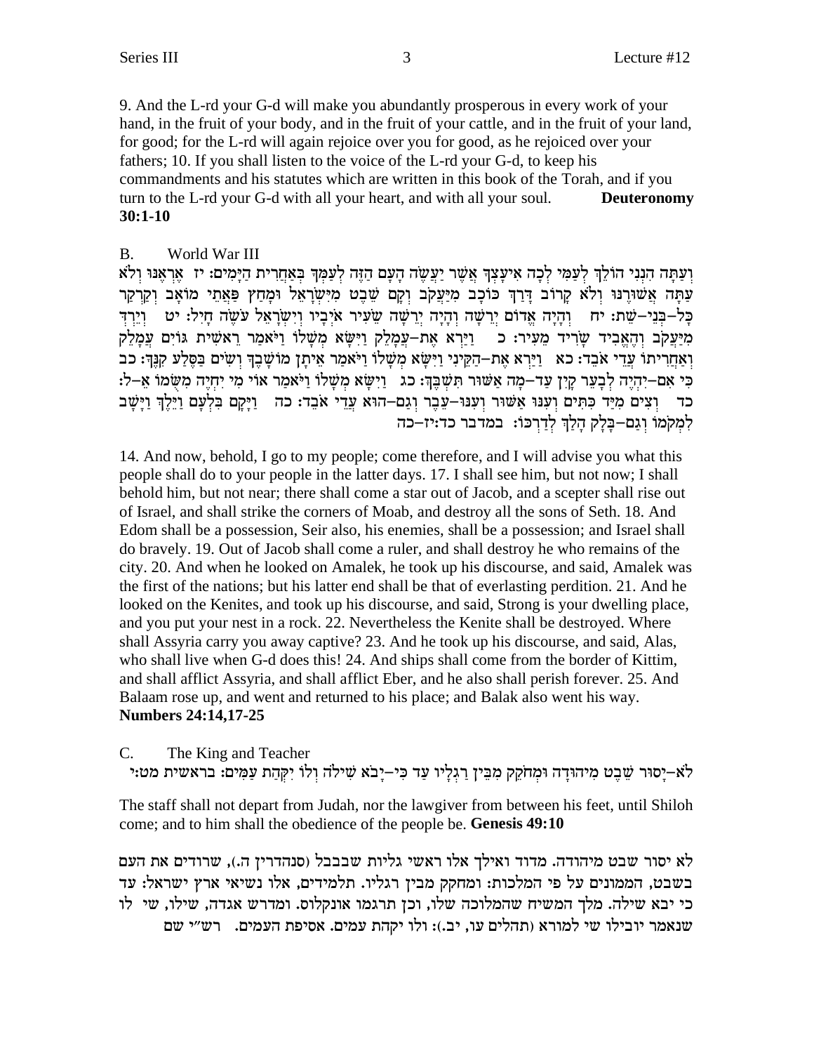9. And the L-rd your G-d will make you abundantly prosperous in every work of your hand, in the fruit of your body, and in the fruit of your cattle, and in the fruit of your land, for good; for the L-rd will again rejoice over you for good, as he rejoiced over your fathers; 10. If you shall listen to the voice of the L-rd your G-d, to keep his commandments and his statutes which are written in this book of the Torah, and if you turn to the L-rd your G-d with all your heart, and with all your soul. **Deuteronomy 30:1-10**

B. World War III

וְעַתָּה הִנְנִי הוֹלֵךְ לְעַמִּי לְכָה אִיעָצְךָ אֲשֶׁר יַעֲשֶׂה הָעָם הַזֶּה לְעַמְּךָ בְּאַחֲרִית הַיָּמִים: יז אֶרְאֶנּוּ וְלֹא עַתָּה אֲשׁוּרֶנּוּ וְלֹא קָרוֹב דָּרַךְ כּוֹכָב מִיַּעֲקֹב וְקָם שֵׁבֶט מִיִּשְׂרָאֵל וּמָחַץ פַּאֲתֵי מוֹאָב וְקַרְקַר כָּל-בְּנֵי-שֵׁת: יח וְהָיָה אֱדוֹם יְרֵשָׁה וְהָיָה יְרֵשָׁה שֵׂעִיר אֹיְבָיו וְיִשְׂרָאֵל עֹשֶׂה חָיִל: יט וְיֵרְדְּ מִיַּעֲקֹב וְהֶאֱבִיד שָׂרִיד מֵעִיר: כ וַיַּרְא אֶת-עֲמָלֵק וַיִּשָּׂא מְשָׁלוֹ וַיֹּאמַר רֵאשִׁית גּוֹיִם עֲמָלֵק וְאַחֲרִיתוֹ עֲדֵי אֹבֵד: כא וַיַּרְא אֶת-הַקֵּינִי וַיִּשָּׂא מְשָׁלוֹ וַיֹּאמַר אֵיתָן מוֹשָׁבֶךָ וְשִׂים בַּסֶּלַע קִנֶּךָ: כב כִּי אִם-יִהְיֶה לְבָעֵר קָיִן עַד-מָה אַשּׁוּר תִּשְׁבֶּךָּ: כג וַיִּשָּׂא מְשָׁלוֹ וַיֹּאמַר אוֹי מִי יִחְיֶה מִשֻּׂמוֹ אֵ-ל: כד וְצִים מִיַּד כִּתִּים וְעִנּוּ אַשּׁוּר וְעִנּוּ-עֵבֶר וְגַם-הוּא עֲדֵי אֹבֵד: כה וַיָּקָם בִּלְעָם וַיֵּלֶךְ וַיָּשָׁב לִמְקֹמוֹ וְגַם-בָּלָק הָלַךְ לְדַרְכּוֹ: במדבר כד:יז-כה

14. And now, behold, I go to my people; come therefore, and I will advise you what this people shall do to your people in the latter days. 17. I shall see him, but not now; I shall behold him, but not near; there shall come a star out of Jacob, and a scepter shall rise out of Israel, and shall strike the corners of Moab, and destroy all the sons of Seth. 18. And Edom shall be a possession, Seir also, his enemies, shall be a possession; and Israel shall do bravely. 19. Out of Jacob shall come a ruler, and shall destroy he who remains of the city. 20. And when he looked on Amalek, he took up his discourse, and said, Amalek was the first of the nations; but his latter end shall be that of everlasting perdition. 21. And he looked on the Kenites, and took up his discourse, and said, Strong is your dwelling place, and you put your nest in a rock. 22. Nevertheless the Kenite shall be destroyed. Where shall Assyria carry you away captive? 23. And he took up his discourse, and said, Alas, who shall live when G-d does this! 24. And ships shall come from the border of Kittim, and shall afflict Assyria, and shall afflict Eber, and he also shall perish forever. 25. And Balaam rose up, and went and returned to his place; and Balak also went his way. **Numbers 24:14,17-25**

C. The King and Teacher

לֹא-יָסוּר שֵׁבֶט מִיהוּדָה וּמְחֹקֵק מִבֵּין רַגְלָיו עַד כִּי-יָבֹא שִׁילֹה וְלוֹ יִקְּהַת עַמִּים: בראשית מט:י

The staff shall not depart from Judah, nor the lawgiver from between his feet, until Shiloh come; and to him shall the obedience of the people be. **Genesis 49:10**

לא יסור שבט מיהודה. מדוד ואילך אלו ראשי גליות שבבבל (סנהדרין ה.), שרודים את העם בשבט, הממונים על פי המלכות: ומחקק מבין רגליו. תלמידים, אלו נשיאי ארץ ישראל: עד כי יבא שילה. מלך המשיח שהמלוכה שלו, וכן תרגמו אונקלוס. ומדרש אגדה, שילו, שי לו שנאמר יובילו שי למורא (תהלים עו, יב.): ולו יקהת עמים. אסיפת העמים. רש"י שם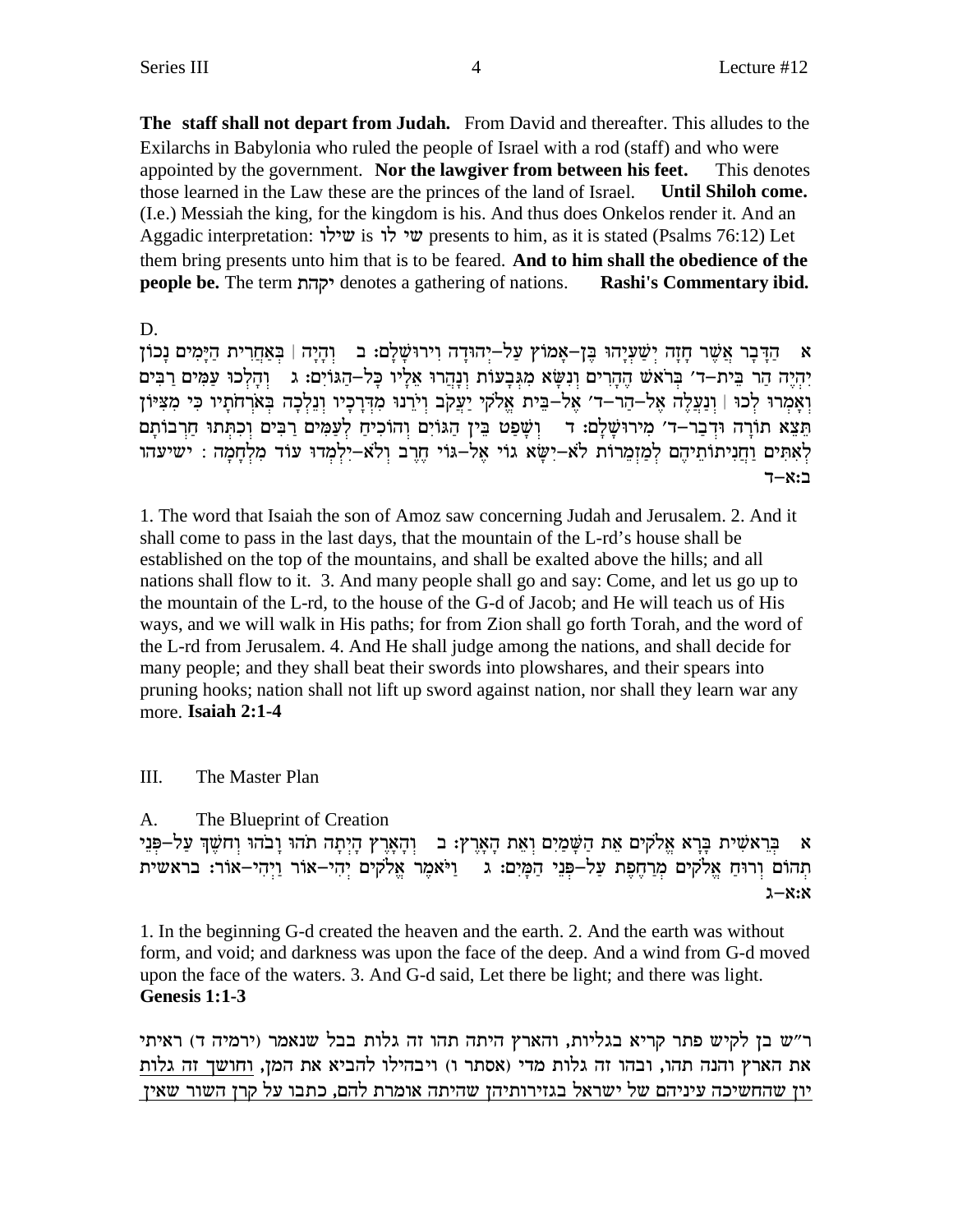**The staff shall not depart from Judah.** From David and thereafter. This alludes to the Exilarchs in Babylonia who ruled the people of Israel with a rod (staff) and who were appointed by the government. **Nor the lawgiver from between his feet.** This denotes those learned in the Law these are the princes of the land of Israel. **Until Shiloh come.** (I.e.) Messiah the king, for the kingdom is his. And thus does Onkelos render it. And an Aggadic interpretation: שילו is שי לו presents to him, as it is stated (Psalms 76:12) Let them bring presents unto him that is to be feared. **And to him shall the obedience of the people be.** The term יקהת denotes a gathering of nations. **Rashi's Commentary ibid.**

D.

א הַדָּבָר אֲשֶׁר חָזָה יְשַׁעְיָהוּ בֶּן-אָמוֹץ עַל-יְהוּדָה וִירוּשָׁלָם: ב וְהָיָה | בְּאַחֲרִית הַיָּמִים נָכוֹן יִהְיֶה הַר בֵּית-ד׳ בְּרֹאשׁ הֶהָרִים וְנִשָּׂא מִגְּבָעוֹת וְנָהֲרוּ אֵלָיו כָּל-הַגּוֹיִם: ג וְהָלְכוּ עַמִּים רַבִּים וְאָמְרוּ לְכוּ | וְנַעֲלֶה אֶל-הַר-ד׳ אֶל-בֵּית אֱלֹקֵי יַעֲקֹב וְיֹרֵנוּ מִדְּרָכָיו וְנֵלְכָה בְּאֹרְחֹתָיו כִּי מִצִּיּוֹן תֵּצֵא תוֹרָה וּדְבַר-ד׳ מִירוּשָׁלָם: ד וְשָׁפַט בֵּין הַגּוֹיִם וְהוֹכִיחַ לְעַמִּים רַבִּים וְכִתְּתוּ חַרְבוֹתָם לְאִתִּים וַחֲנִיתוֹתֵיהֶם לְמַזְמֵרוֹת לֹא-יִשָּׂא גוֹי אֶל-גּוֹי חֶרֶב וְלֹא-יִלְמְדוּ עוֹד מִלְחָמָה : ישיעהו ב:א-ד

1. The word that Isaiah the son of Amoz saw concerning Judah and Jerusalem. 2. And it shall come to pass in the last days, that the mountain of the L-rd's house shall be established on the top of the mountains, and shall be exalted above the hills; and all nations shall flow to it. 3. And many people shall go and say: Come, and let us go up to the mountain of the L-rd, to the house of the G-d of Jacob; and He will teach us of His ways, and we will walk in His paths; for from Zion shall go forth Torah, and the word of the L-rd from Jerusalem. 4. And He shall judge among the nations, and shall decide for many people; and they shall beat their swords into plowshares, and their spears into pruning hooks; nation shall not lift up sword against nation, nor shall they learn war any more. **Isaiah 2:1-4**

## III. The Master Plan

### A. The Blueprint of Creation

א בְּרֵאשִׁית בָּרָא אֱלֹקִים אֵת הַשָּׁמַיִם וְאֵת הָאָרֶץ: ב וְהָאָרֶץ הָיְתָה תֹהוּ וָבֹהוּ וְחֹשֶׁךְ עַל-פְּנֵי תְהוֹם וְרוּחַ אֱלֹקִים מְרַחֶפֶת עַל-פְּנֵי הַמָּיִם: ג וַיֹּאמֶר אֱלֹקִים יְהִי-אוֹר וַיְהִי-אוֹר: בראשית א:א-ג

1. In the beginning G-d created the heaven and the earth. 2. And the earth was without form, and void; and darkness was upon the face of the deep. And a wind from G-d moved upon the face of the waters. 3. And G-d said, Let there be light; and there was light. **Genesis 1:1-3**

ר"ש בן לקיש פתר קריא בגליות, והארץ היתה תהו זה גלות בבל שנאמר (ירמיה ד) ראיתי את הארץ והנה תהו, ובהו זה גלות מדי (אסתר ו) ויבהילו להביא את המן, <u>וחושך זה גלות יון שהחשיכה עיניהם של ישראל בגזירותיהן שהיתה אומרת להם, כתבו על קרן השור שאין</u>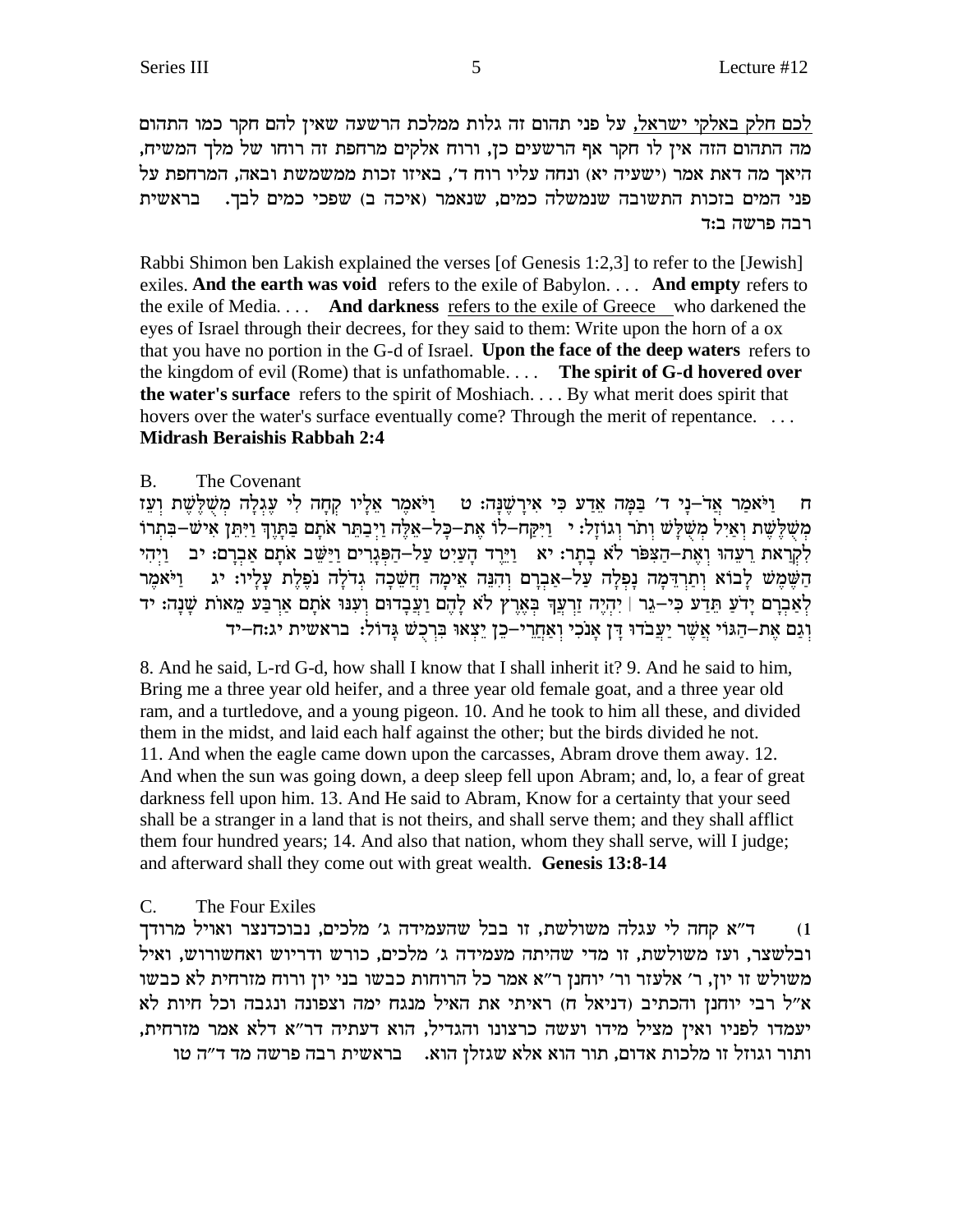<u>לכם חלק באלקי ישראל,</u> על פני תהום זה גלות ממלכת הרשעה שאין להם חקר כמו התהום מה התהום הזה אין לו חקר אף הרשעים כן, ורוח אלקים מרחפת זה רוחו של מלך המשיח, היאך מה דאת אמר (ישעיה יא) ונחה עליו רוח ד׳, באיזו זכות ממשמשת ובאה, המרחפת על פני המים בזכות התשובה שנמשלה כמים, שנאמר (איכה ב) שפכי כמים לבך. בראשית רבה פרשה ב:ד

Rabbi Shimon ben Lakish explained the verses [of Genesis 1:2,3] to refer to the [Jewish] exiles. **And the earth was void** refers to the exile of Babylon. . . . **And empty** refers to the exile of Media. . . . **And darkness** <u>refers to the exile of Greece</u> who darkened the eyes of Israel through their decrees, for they said to them: Write upon the horn of a ox that you have no portion in the G-d of Israel. **Upon the face of the deep waters** refers to the kingdom of evil (Rome) that is unfathomable. . . . **The spirit of G-d hovered over the water's surface** refers to the spirit of Moshiach. . . . By what merit does spirit that hovers over the water's surface eventually come? Through the merit of repentance. . . .
**Midrash Beraishis Rabbah 2:4**

B. The Covenant

ח וַיֹּאמַר אֲד-נָי ד׳ בַּמָּה אֵדַע כִּי אִירָשֶׁנָּה: ט וַיֹּאמֶר אֵלָיו קְחָה לִי עֶגְלָה מְשֻׁלֶּשֶׁת וְעֵז מְשֻׁלֶּשֶׁת וְאַיִל מְשֻׁלָּשׁ וְתֹר וְגוֹזָל: י וַיִּקַּח-לוֹ אֶת-כָּל-אֵלֶּה וַיְבַתֵּר אֹתָם בַּתָּוֶךְ וַיִּתֵּן אִישׁ-בִּתְרוֹ לִקְרַאת רֵעֵהוּ וְאֶת-הַצִּפֹּר לֹא בָתָר: יא וַיֵּרֶד הָעַיִט עַל-הַפְּגָרִים וַיַּשֵּׁב אֹתָם אַבְרָם: יב וַיְהִי הַשֶּׁמֶשׁ לָבוֹא וְתַרְדֵּמָה נָפְלָה עַל-אַבְרָם וְהִנֵּה אֵימָה חֲשֵׁכָה גְדֹלָה נֹפֶלֶת עָלָיו: יג וַיֹּאמֶר לְאַבְרָם יָדֹעַ תֵּדַע כִּי-גֵר | יִהְיֶה זַרְעֲךָ בְּאֶרֶץ לֹא לָהֶם וַעֲבָדוּם וְעִנּוּ אֹתָם אַרְבַּע מֵאוֹת שָׁנָה: יד וְגַם אֶת-הַגּוֹי אֲשֶׁר יַעֲבֹדוּ דָּן אָנֹכִי וְאַחֲרֵי-כֵן יֵצְאוּ בִּרְכֻשׁ גָּדוֹל: בראשית יג:ח-יד

8. And he said, L-rd G-d, how shall I know that I shall inherit it? 9. And he said to him, Bring me a three year old heifer, and a three year old female goat, and a three year old ram, and a turtledove, and a young pigeon. 10. And he took to him all these, and divided them in the midst, and laid each half against the other; but the birds divided he not. 11. And when the eagle came down upon the carcasses, Abram drove them away. 12. And when the sun was going down, a deep sleep fell upon Abram; and, lo, a fear of great darkness fell upon him. 13. And He said to Abram, Know for a certainty that your seed shall be a stranger in a land that is not theirs, and shall serve them; and they shall afflict them four hundred years; 14. And also that nation, whom they shall serve, will I judge; and afterward shall they come out with great wealth. **Genesis 13:8-14**

C. The Four Exiles

1) ד״א קחה לי עגלה משולשת, זו בבל שהעמידה ג׳ מלכים, נבוכדנצר ואויל מרודך ובלשצר, ועז משולשת, זו מדי שהיתה מעמידה ג׳ מלכים, כורש ודריוש ואחשורוש, ואיל משולש זו יון, ר׳ אלעזר ור׳ יוחנן ר״א אמר כל הרוחות כבשו בני יון ורוח מזרחית לא כבשו א״ל רבי יוחנן והכתיב (דניאל ח) ראיתי את האיל מנגח ימה וצפונה ונגבה וכל חיות לא יעמדו לפניו ואין מציל מידו ועשה כרצונו והגדיל, הוא דעתיה דר״א דלא אמר מזרחית, ותור וגוזל זו מלכות אדום, תור הוא אלא שגזלן הוא. בראשית רבה פרשה מד ד״ה טו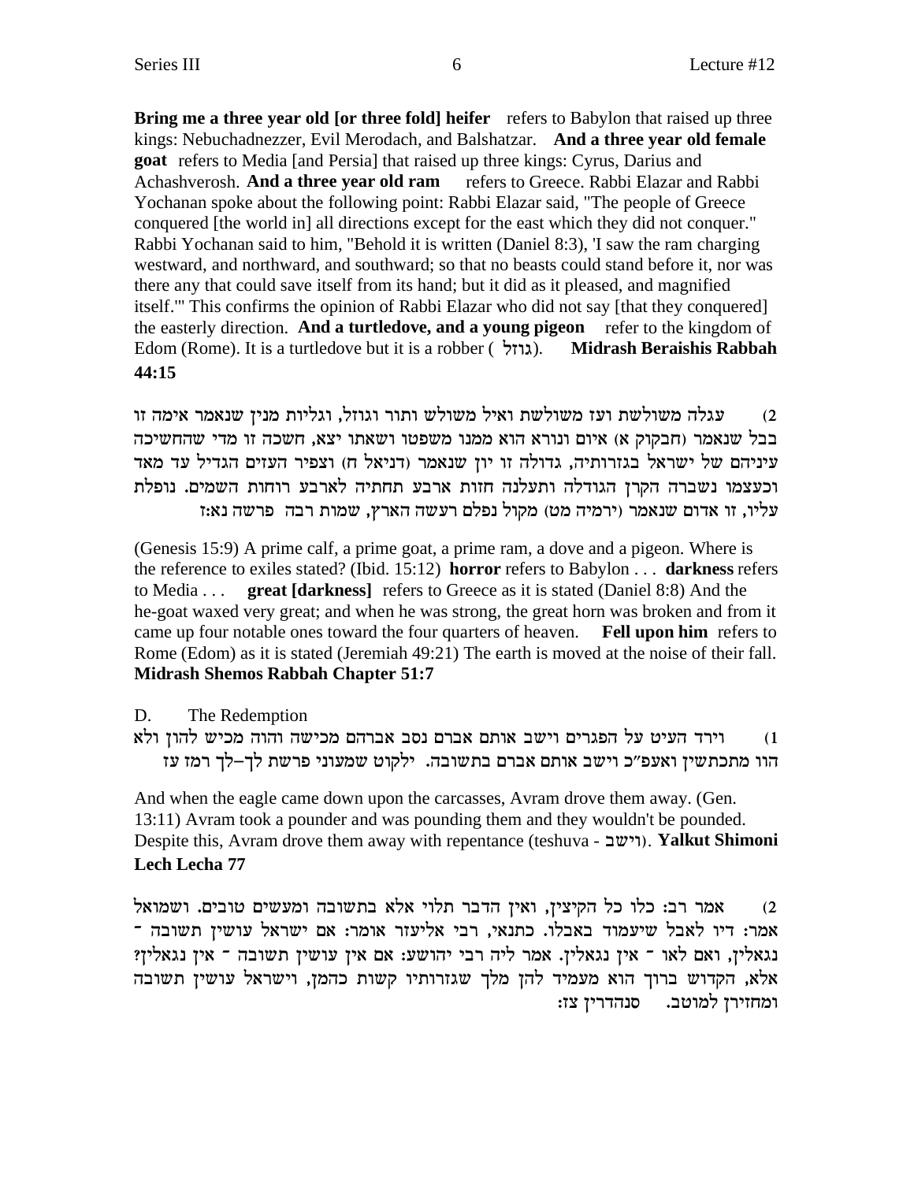**Bring me a three year old [or three fold] heifer** refers to Babylon that raised up three kings: Nebuchadnezzer, Evil Merodach, and Balshatzar. **And a three year old female goat** refers to Media [and Persia] that raised up three kings: Cyrus, Darius and Achashverosh. **And a three year old ram** refers to Greece. Rabbi Elazar and Rabbi Yochanan spoke about the following point: Rabbi Elazar said, "The people of Greece conquered [the world in] all directions except for the east which they did not conquer." Rabbi Yochanan said to him, "Behold it is written (Daniel 8:3), 'I saw the ram charging westward, and northward, and southward; so that no beasts could stand before it, nor was there any that could save itself from its hand; but it did as it pleased, and magnified itself.'" This confirms the opinion of Rabbi Elazar who did not say [that they conquered] the easterly direction. **And a turtledove, and a young pigeon** refer to the kingdom of Edom (Rome). It is a turtledove but it is a robber ( גוזל). **Midrash Beraishis Rabbah 44:15**

2) עגלה משולשת ועז משולשת ואיל משולש ותור וגוזל, וגליות מנין שנאמר אימה זו בבל שנאמר (חבקוק א) איום ונורא הוא ממנו משפטו ושאתו יצא, חשכה זו מדי שהחשיכה עיניהם של ישראל בגזרותיה, גדולה זו יון שנאמר (דניאל ח) וצפיר העזים הגדיל עד מאד וכעצמו נשברה הקרן הגדולה ותעלנה חזות ארבע תחתיה לארבע רוחות השמים. נופלת עליו, זו אדום שנאמר (ירמיה מט) מקול נפלם רעשה הארץ, שמות רבה פרשה נא:ז

(Genesis 15:9) A prime calf, a prime goat, a prime ram, a dove and a pigeon. Where is the reference to exiles stated? (Ibid. 15:12) **horror** refers to Babylon . . . **darkness** refers to Media . . . **great [darkness]** refers to Greece as it is stated (Daniel 8:8) And the he-goat waxed very great; and when he was strong, the great horn was broken and from it came up four notable ones toward the four quarters of heaven. **Fell upon him** refers to Rome (Edom) as it is stated (Jeremiah 49:21) The earth is moved at the noise of their fall. **Midrash Shemos Rabbah Chapter 51:7**

D. The Redemption

1) וירד העיט על הפגרים וישב אותם אברם נסב אברהם מכישה והוה מכיש להון ולא הוו מתכתשין ואעפ"כ וישב אותם אברם בתשובה. ילקוט שמעוני פרשת לך-לך רמז עז

And when the eagle came down upon the carcasses, Avram drove them away. (Gen. 13:11) Avram took a pounder and was pounding them and they wouldn't be pounded. Despite this, Avram drove them away with repentance (teshuva - וישב). **Yalkut Shimoni Lech Lecha 77**

2) אמר רב: כלו כל הקיצין, ואין הדבר תלוי אלא בתשובה ומעשים טובים. ושמואל אמר: דיו לאבל שיעמוד באבלו. כתנאי, רבי אליעזר אומר: אם ישראל עושין תשובה - נגאלין, ואם לאו - אין נגאלין. אמר ליה רבי יהושע: אם אין עושין תשובה - אין נגאלין? אלא, הקדוש ברוך הוא מעמיד להן מלך שגזרותיו קשות כהמן, וישראל עושין תשובה ומחזירן למוטב. סנהדרין צז: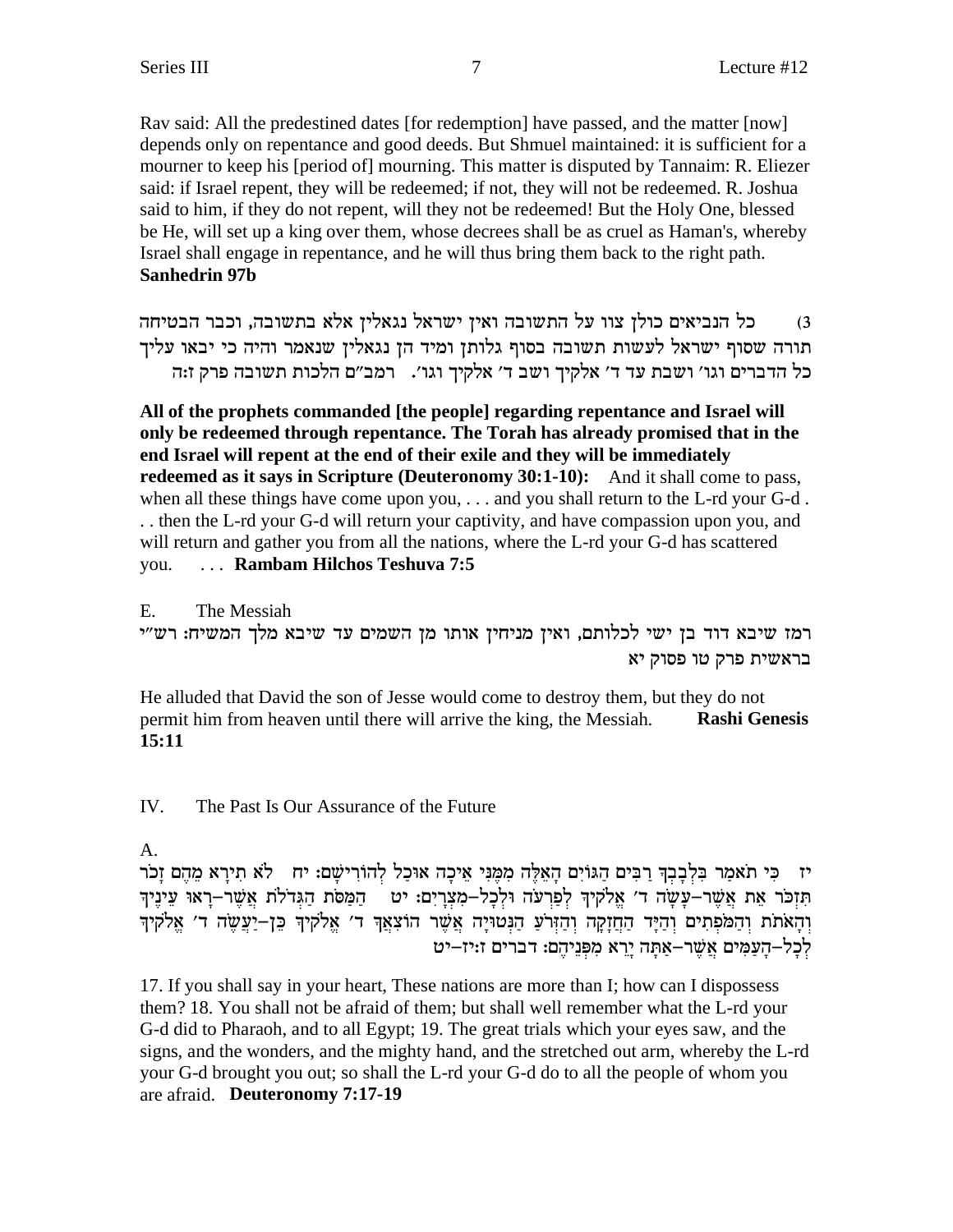Rav said: All the predestined dates [for redemption] have passed, and the matter [now] depends only on repentance and good deeds. But Shmuel maintained: it is sufficient for a mourner to keep his [period of] mourning. This matter is disputed by Tannaim: R. Eliezer said: if Israel repent, they will be redeemed; if not, they will not be redeemed. R. Joshua said to him, if they do not repent, will they not be redeemed! But the Holy One, blessed be He, will set up a king over them, whose decrees shall be as cruel as Haman's, whereby Israel shall engage in repentance, and he will thus bring them back to the right path. **Sanhedrin 97b**

3) כל הנביאים כולן צוו על התשובה ואין ישראל נגאלין אלא בתשובה, וכבר הבטיחה תורה שסוף ישראל לעשות תשובה בסוף גלותן ומיד הן נגאלין שנאמר והיה כי יבאו עליך כל הדברים וגו' ושבת עד ד' אלקיך ושב ד' אלקיך וגו'. רמב"ם הלכות תשובה פרק ז:ה

**All of the prophets commanded [the people] regarding repentance and Israel will only be redeemed through repentance. The Torah has already promised that in the end Israel will repent at the end of their exile and they will be immediately redeemed as it says in Scripture (Deuteronomy 30:1-10):** And it shall come to pass, when all these things have come upon you, . . . and you shall return to the L-rd your G-d . . . then the L-rd your G-d will return your captivity, and have compassion upon you, and will return and gather you from all the nations, where the L-rd your G-d has scattered you. . . . **Rambam Hilchos Teshuva 7:5**

E. The Messiah

רמז שיבא דוד בן ישי לכלותם, ואין מניחין אותו מן השמים עד שיבא מלך המשיח: רש"י בראשית פרק טו פסוק יא

He alluded that David the son of Jesse would come to destroy them, but they do not permit him from heaven until there will arrive the king, the Messiah. **Rashi Genesis 15:11**

## IV. The Past Is Our Assurance of the Future

A.

יז כִּי תֹאמַר בִּלְבָבְךָ רַבִּים הַגּוֹיִם הָאֵלֶּה מִמֶּנִּי אֵיכָה אוּכַל לְהוֹרִישָׁם: יח לֹא תִירָא מֵהֶם זָכֹר תִּזְכֹּר אֵת אֲשֶׁר–עָשָׂה ד' אֱלֹקֶיךָ לְפַרְעֹה וּלְכָל–מִצְרָיִם: יט הַמַּסֹּת הַגְּדֹלֹת אֲשֶׁר–רָאוּ עֵינֶיךָ וְהָאֹתֹת וְהַמֹּפְתִים וְהַיָּד הַחֲזָקָה וְהַזְּרֹעַ הַנְּטוּיָה אֲשֶׁר הוֹצִאֲךָ ד' אֱלֹקֶיךָ כֵּן–יַעֲשֶׂה ד' אֱלֹקֶיךָ לְכָל–הָעַמִּים אֲשֶׁר–אַתָּה יָרֵא מִפְּנֵיהֶם: דברים ז:יז–יט

17. If you shall say in your heart, These nations are more than I; how can I dispossess them? 18. You shall not be afraid of them; but shall well remember what the L-rd your G-d did to Pharaoh, and to all Egypt; 19. The great trials which your eyes saw, and the signs, and the wonders, and the mighty hand, and the stretched out arm, whereby the L-rd your G-d brought you out; so shall the L-rd your G-d do to all the people of whom you are afraid. **Deuteronomy 7:17-19**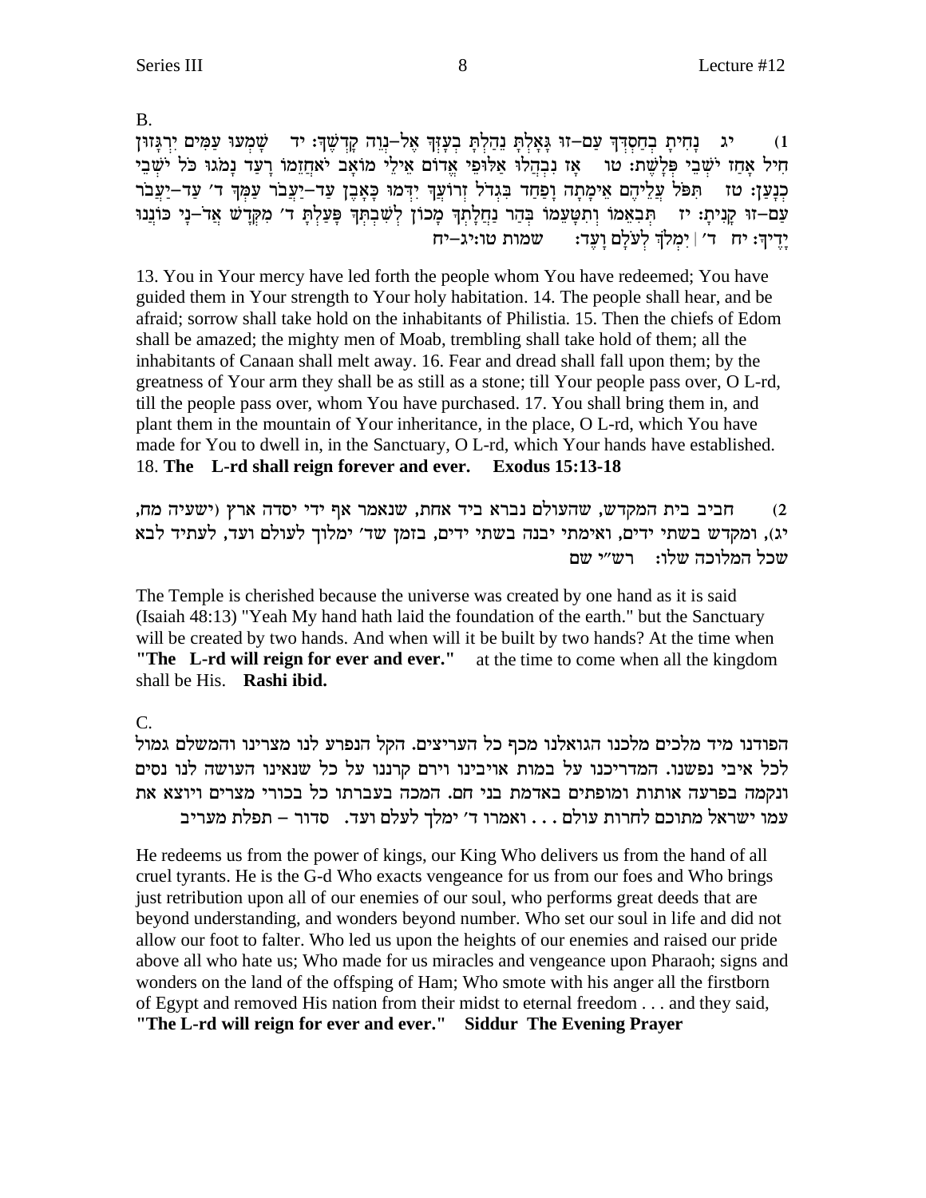B.

1) יג נָחִיתָ בְחַסְדְּךָ עַם–זוּ גָּאָלְתָּ נֵהַלְתָּ בְעָזְּךָ אֶל–נְוֵה קָדְשֶׁךָ: יד שָׁמְעוּ עַמִּים יִרְגָּזוּן חִיל אָחַז יֹשְׁבֵי פְּלָשֶׁת: טו אָז נִבְהֲלוּ אַלּוּפֵי אֱדוֹם אֵילֵי מוֹאָב יֹאחֲזֵמוֹ רָעַד נָמֹגוּ כֹּל יֹשְׁבֵי כְנָעַן: טז תִּפֹּל עֲלֵיהֶם אֵימָתָה וָפַחַד בִּגְדֹל זְרוֹעֲךָ יִדְּמוּ כָּאָבֶן עַד–יַעֲבֹר עַמְּךָ ד׳ עַד–יַעֲבֹר עַם–זוּ קָנִיתָ: יז תְּבִאֵמוֹ וְתִטָּעֵמוֹ בְּהַר נַחֲלָתְךָ מָכוֹן לְשִׁבְתְּךָ פָּעַלְתָּ ד׳ מִקְּדָשׁ אֲד–נָי כּוֹנְנוּ יָדֶיךָ: יח ד׳ | יִמְלֹךְ לְעֹלָם וָעֶד: שמות טו:יג–יח

13. You in Your mercy have led forth the people whom You have redeemed; You have guided them in Your strength to Your holy habitation. 14. The people shall hear, and be afraid; sorrow shall take hold on the inhabitants of Philistia. 15. Then the chiefs of Edom shall be amazed; the mighty men of Moab, trembling shall take hold of them; all the inhabitants of Canaan shall melt away. 16. Fear and dread shall fall upon them; by the greatness of Your arm they shall be as still as a stone; till Your people pass over, O L-rd, till the people pass over, whom You have purchased. 17. You shall bring them in, and plant them in the mountain of Your inheritance, in the place, O L-rd, which You have made for You to dwell in, in the Sanctuary, O L-rd, which Your hands have established. 18. **The L-rd shall reign forever and ever. Exodus 15:13-18**

2) חביב בית המקדש, שהעולם נברא ביד אחת, שנאמר אף ידי יסדה ארץ (ישעיה מח, יג), ומקדש בשתי ידים, ואימתי יבנה בשתי ידים, בזמן שד׳ ימלוך לעולם ועד, לעתיד לבא שכל המלוכה שלו: רש״י שם

The Temple is cherished because the universe was created by one hand as it is said (Isaiah 48:13) "Yeah My hand hath laid the foundation of the earth." but the Sanctuary will be created by two hands. And when will it be built by two hands? At the time when **"The L-rd will reign for ever and ever."** at the time to come when all the kingdom shall be His. **Rashi ibid.**

C.

הפודנו מיד מלכים מלכנו הגואלנו מכף כל העריצים. הקל הנפרע לנו מצרינו והמשלם גמול לכל איבי נפשנו. המדריכנו על במות אויבינו וירם קרננו על כל שנאינו העושה לנו נסים ונקמה בפרעה אותות ומופתים באדמת בני חם. המכה בעברתו כל בכורי מצרים ויוצא את עמו ישראל מתוכם לחרות עולם . . . ואמרו ד׳ ימלך לעלם ועד. סדור – תפלת מעריב

He redeems us from the power of kings, our King Who delivers us from the hand of all cruel tyrants. He is the G-d Who exacts vengeance for us from our foes and Who brings just retribution upon all of our enemies of our soul, who performs great deeds that are beyond understanding, and wonders beyond number. Who set our soul in life and did not allow our foot to falter. Who led us upon the heights of our enemies and raised our pride above all who hate us; Who made for us miracles and vengeance upon Pharaoh; signs and wonders on the land of the offsping of Ham; Who smote with his anger all the firstborn of Egypt and removed His nation from their midst to eternal freedom . . . and they said, **"The L-rd will reign for ever and ever." Siddur The Evening Prayer**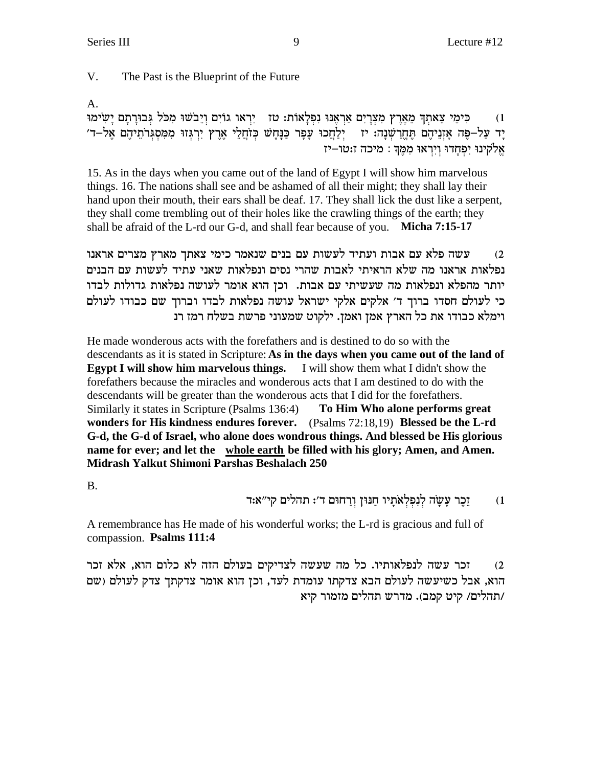## V. The Past is the Blueprint of the Future

A.

1) כִּימֵי צֵאתְךָ מֵאֶרֶץ מִצְרָיִם אַרְאֶנּוּ נִפְלָאוֹת: טז יִרְאוּ גוֹיִם וְיֵבֹשׁוּ מִכֹּל גְּבוּרָתָם יָשִׂימוּ יָד עַל–פֶּה אָזְנֵיהֶם תֶּחֱרַשְׁנָה: יז יְלַחֲכוּ עָפָר כַּנָּחָשׁ כְּזֹחֲלֵי אֶרֶץ יִרְגְּזוּ מִמִּסְגְּרֹתֵיהֶם אֶל–ד׳ אֱלֹקֵינוּ יִפְחָדוּ וְיִרְאוּ מִמֶּךָּ: מיכה ז:טו–יז

15. As in the days when you came out of the land of Egypt I will show him marvelous things. 16. The nations shall see and be ashamed of all their might; they shall lay their hand upon their mouth, their ears shall be deaf. 17. They shall lick the dust like a serpent, they shall come trembling out of their holes like the crawling things of the earth; they shall be afraid of the L-rd our G-d, and shall fear because of you. **Micha 7:15-17**

2) עשה פלא עם אבות ועתיד לעשות עם בנים שנאמר כימי צאתך מארץ מצרים אראנו נפלאות אראנו מה שלא הראיתי לאבות שהרי נסים ונפלאות שאני עתיד לעשות עם הבנים יותר מהפלא ונפלאות מה שעשיתי עם אבות. וכן הוא אומר לעושה נפלאות גדולות לבדו כי לעולם חסדו ברוך ד׳ אלקים אלקי ישראל עושה נפלאות לבדו וברוך שם כבודו לעולם וימלא כבודו את כל הארץ אמן ואמן. ילקוט שמעוני פרשת בשלח רמז רנ

He made wonderous acts with the forefathers and is destined to do so with the descendants as it is stated in Scripture: **As in the days when you came out of the land of Egypt I will show him marvelous things.** I will show them what I didn't show the forefathers because the miracles and wonderous acts that I am destined to do with the descendants will be greater than the wonderous acts that I did for the forefathers. Similarly it states in Scripture (Psalms 136:4) **To Him Who alone performs great wonders for His kindness endures forever.** (Psalms 72:18,19) **Blessed be the L-rd G-d, the G-d of Israel, who alone does wondrous things. And blessed be His glorious name for ever; and let the <u>whole earth</u> be filled with his glory; Amen, and Amen. Midrash Yalkut Shimoni Parshas Beshalach 250**

B.

1) זֵכֶר עָשָׂה לְנִפְלְאֹתָיו חַנּוּן וְרַחוּם ד׳: תהלים קי״א:ד

A remembrance has He made of his wonderful works; the L-rd is gracious and full of compassion. **Psalms 111:4**

2) זכר עשה לנפלאותיו. כל מה שעשה לצדיקים בעולם הזה לא כלום הוא, אלא זכר הוא, אבל כשיעשה לעולם הבא צדקתו עומדת לעד, וכן הוא אומר צדקתך צדק לעולם (שם /תהלים/ קיט קמב). מדרש תהלים מזמור קיא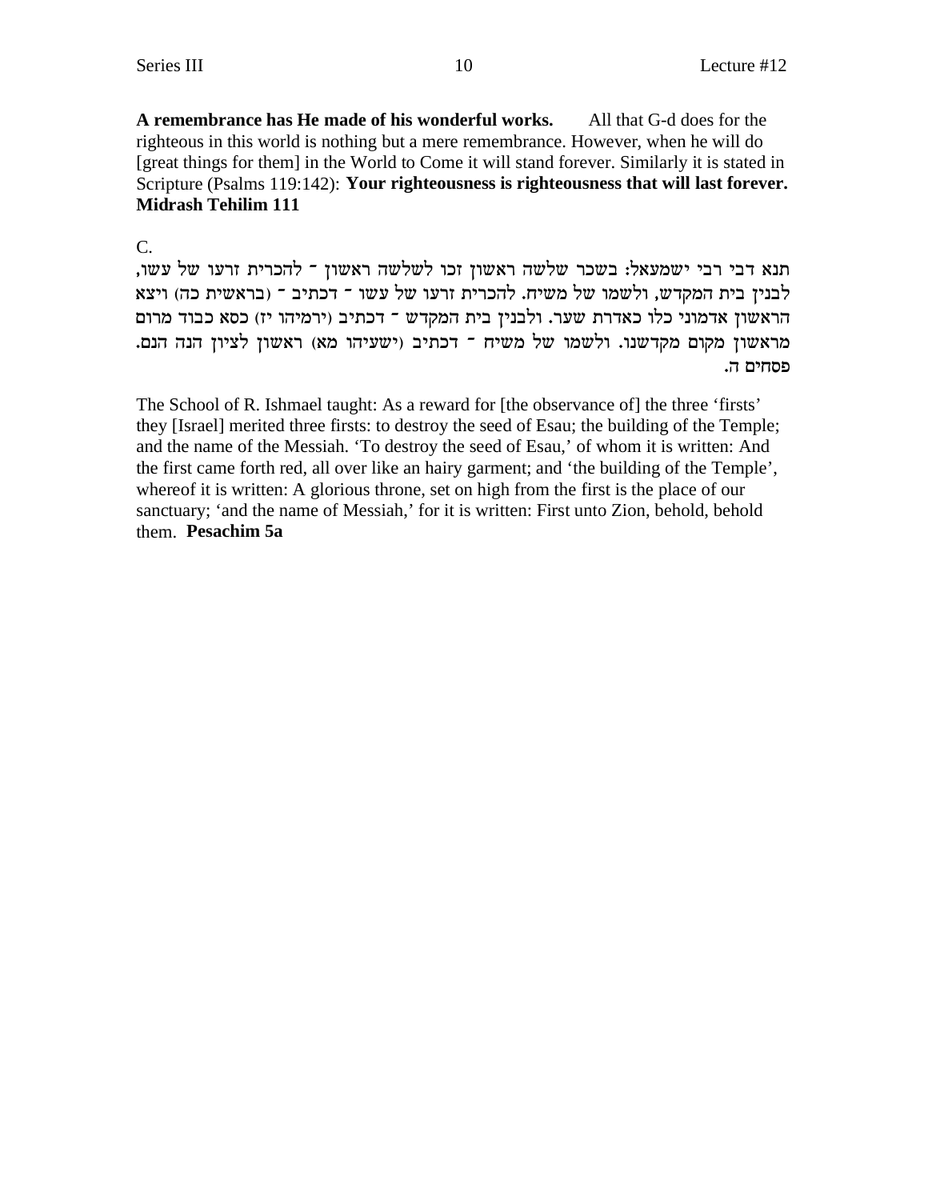**A remembrance has He made of his wonderful works.** All that G-d does for the righteous in this world is nothing but a mere remembrance. However, when he will do [great things for them] in the World to Come it will stand forever. Similarly it is stated in Scripture (Psalms 119:142): **Your righteousness is righteousness that will last forever. Midrash Tehilim 111**

C.

תנא דבי רבי ישמעאל: בשכר שלשה ראשון זכו לשלשה ראשון - להכרית זרעו של עשו, לבנין בית המקדש, ולשמו של משיח. להכרית זרעו של עשו - דכתיב - (בראשית כה) ויצא הראשון אדמוני כלו כאדרת שער. ולבנין בית המקדש - דכתיב (ירמיהו יז) כסא כבוד מרום מראשון מקום מקדשנו. ולשמו של משיח - דכתיב (ישעיהו מא) ראשון לציון הנה הנם. פסחים ה.

The School of R. Ishmael taught: As a reward for [the observance of] the three 'firsts' they [Israel] merited three firsts: to destroy the seed of Esau; the building of the Temple; and the name of the Messiah. 'To destroy the seed of Esau,' of whom it is written: And the first came forth red, all over like an hairy garment; and 'the building of the Temple', whereof it is written: A glorious throne, set on high from the first is the place of our sanctuary; 'and the name of Messiah,' for it is written: First unto Zion, behold, behold them. **Pesachim 5a**